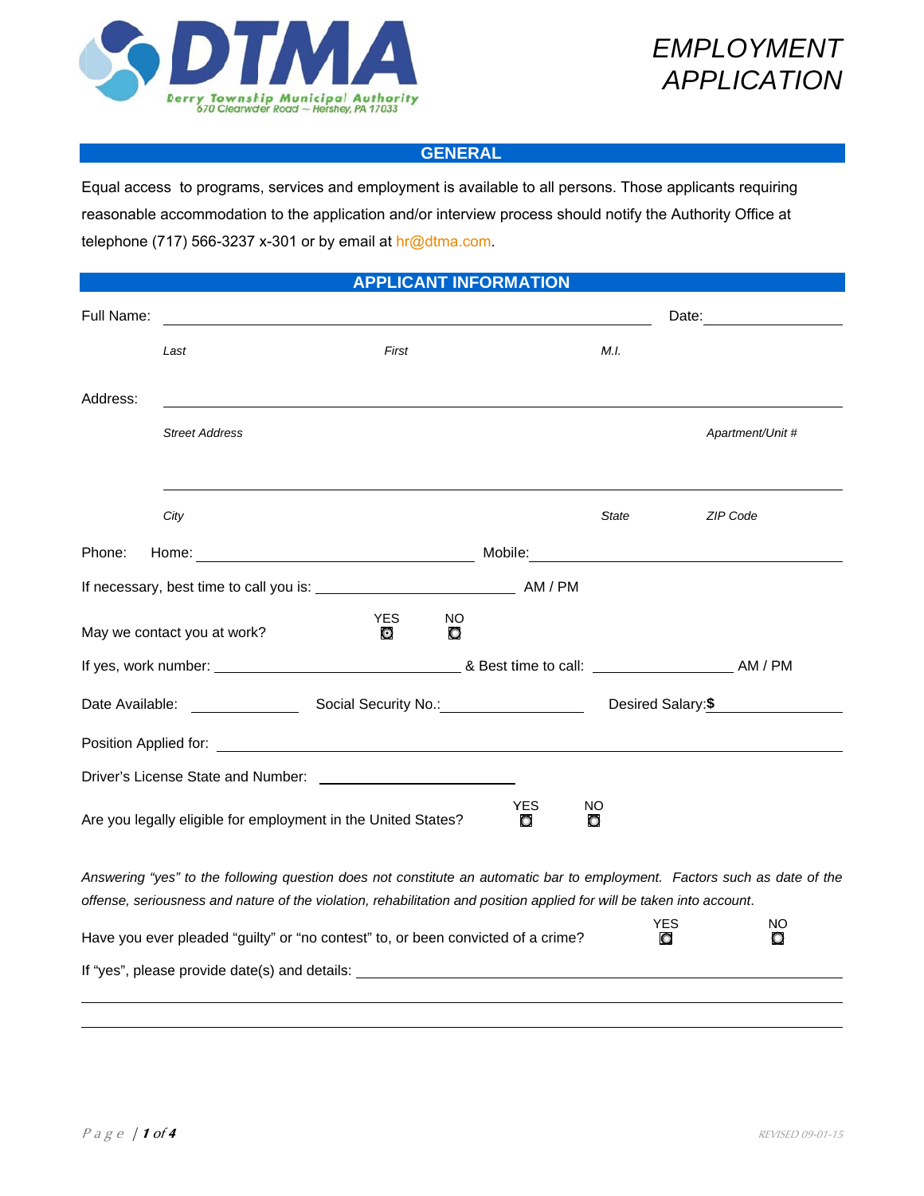**DTMA**
Derry Township Municipal Authority
670 Clearwater Road ~ Hershey, PA 17033

# EMPLOYMENT APPLICATION

## GENERAL

Equal access to programs, services and employment is available to all persons. Those applicants requiring reasonable accommodation to the application and/or interview process should notify the Authority Office at telephone (717) 566-3237 x-301 or by email at hr@dtma.com.

## APPLICANT INFORMATION

Full Name: ______________________________________________ Date: ______________

*Last* *First* *M.I.*

Address: ____________________________________________________________________

*Street Address* *Apartment/Unit #*

____________________________________________________________________

*City* *State* *ZIP Code*

Phone: Home: ______________________ Mobile: ______________________

If necessary, best time to call you is: ____________________ AM / PM

May we contact you at work? YES ☐ NO ☐

If yes, work number: ______________________ & Best time to call: ______________ AM / PM

Date Available: __________ Social Security No.: ______________ Desired Salary: **$** ______________

Position Applied for: ____________________________________________________________

Driver's License State and Number: ______________________

Are you legally eligible for employment in the United States? YES ☐ NO ☐

*Answering "yes" to the following question does not constitute an automatic bar to employment. Factors such as date of the offense, seriousness and nature of the violation, rehabilitation and position applied for will be taken into account.*

Have you ever pleaded "guilty" or "no contest" to, or been convicted of a crime? YES ☐ NO ☐

If "yes", please provide date(s) and details: ________________________________________________

____________________________________________________________________

____________________________________________________________________

REVISED 09-01-15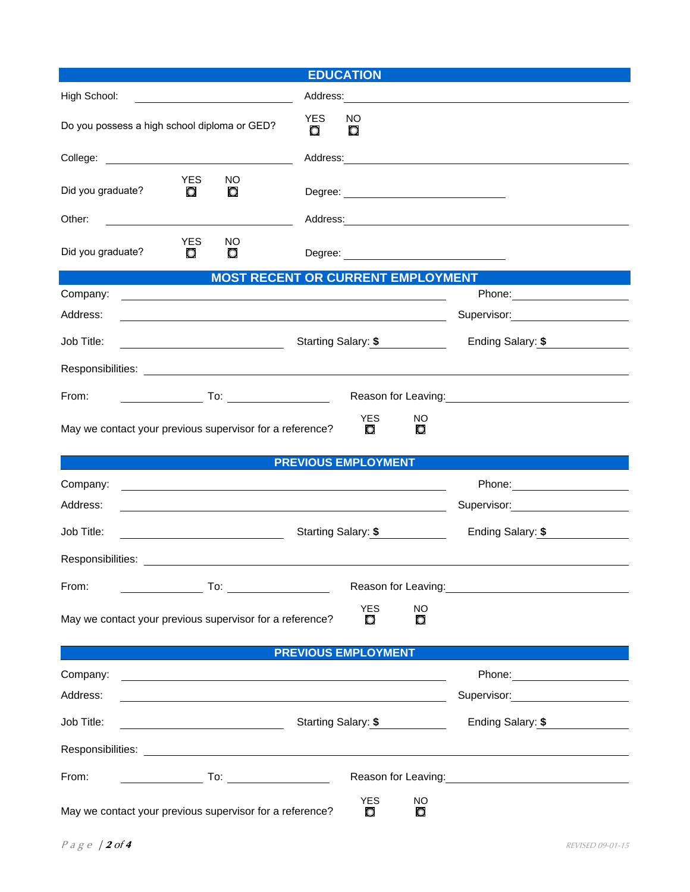## EDUCATION

High School: ______________________ Address: ______________________

Do you possess a high school diploma or GED? YES ☐ NO ☐

College: ______________________ Address: ______________________

Did you graduate? YES ☐ NO ☐ Degree: ______________________

Other: ______________________ Address: ______________________

Did you graduate? YES ☐ NO ☐ Degree: ______________________

## MOST RECENT OR CURRENT EMPLOYMENT

Company: ______________________ Phone: ______________________

Address: ______________________ Supervisor: ______________________

Job Title: ______________________ Starting Salary: **$** __________ Ending Salary: **$** __________

Responsibilities: ______________________

From: __________ To: __________ Reason for Leaving: ______________________

May we contact your previous supervisor for a reference? YES ☐ NO ☐

## PREVIOUS EMPLOYMENT

Company: ______________________ Phone: ______________________

Address: ______________________ Supervisor: ______________________

Job Title: ______________________ Starting Salary: **$** __________ Ending Salary: **$** __________

Responsibilities: ______________________

From: __________ To: __________ Reason for Leaving: ______________________

May we contact your previous supervisor for a reference? YES ☐ NO ☐

## PREVIOUS EMPLOYMENT

Company: ______________________ Phone: ______________________

Address: ______________________ Supervisor: ______________________

Job Title: ______________________ Starting Salary: **$** __________ Ending Salary: **$** __________

Responsibilities: ______________________

From: __________ To: __________ Reason for Leaving: ______________________

May we contact your previous supervisor for a reference? YES ☐ NO ☐

*REVISED 09-01-15*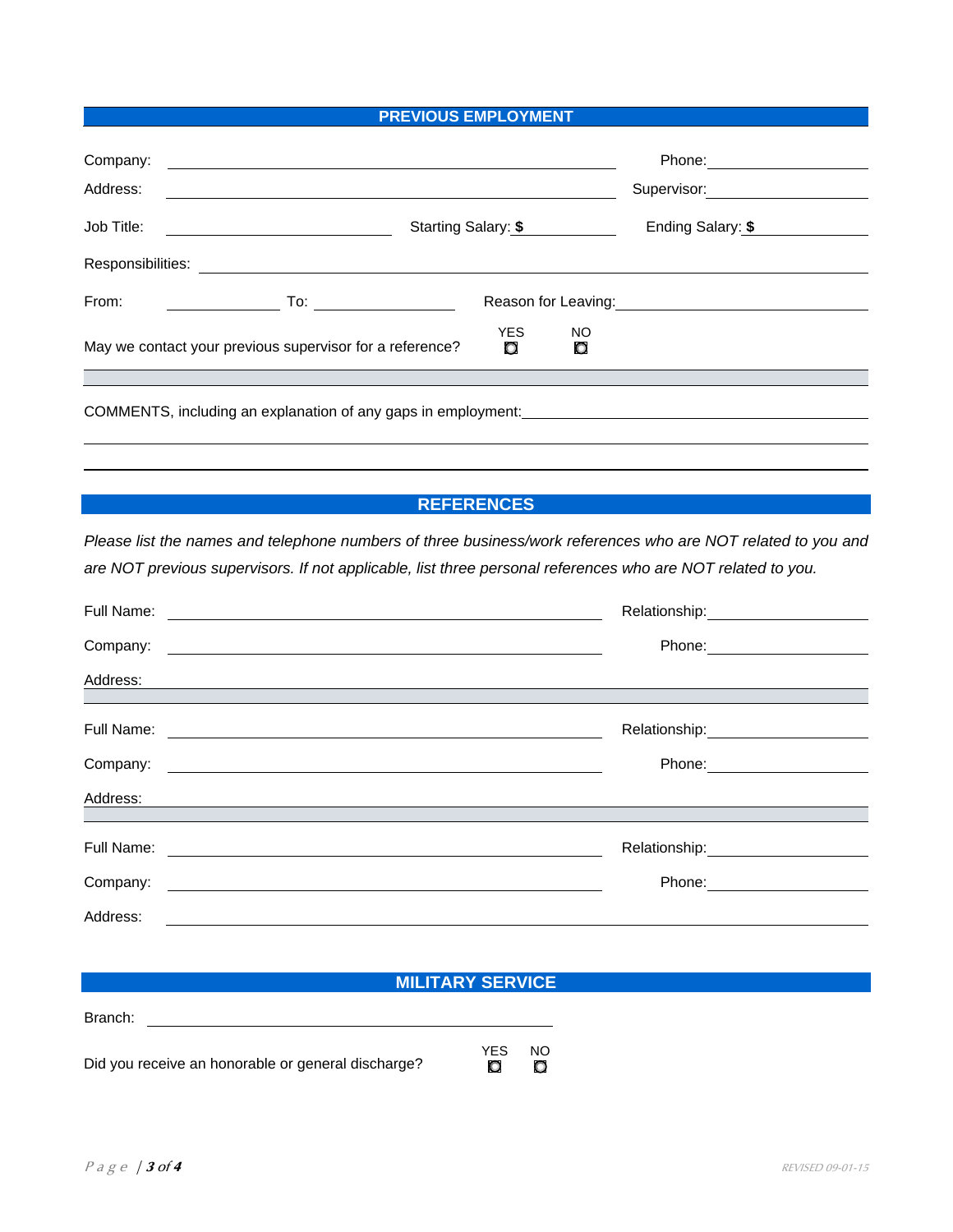## PREVIOUS EMPLOYMENT

Company: ______________________________ Phone: ______________

Address: ______________________________ Supervisor: ______________

Job Title: ______________ Starting Salary: $ __________ Ending Salary: $ __________

Responsibilities: ______________________________________________

From: __________ To: __________ Reason for Leaving: ______________________

May we contact your previous supervisor for a reference? YES ☐ NO ☐

COMMENTS, including an explanation of any gaps in employment: ______________________________

______________________________________________

______________________________________________

## REFERENCES

*Please list the names and telephone numbers of three business/work references who are NOT related to you and are NOT previous supervisors. If not applicable, list three personal references who are NOT related to you.*

Full Name: ______________________________ Relationship: ______________

Company: ______________________________ Phone: ______________

Address: ______________________________________________

Full Name: ______________________________ Relationship: ______________

Company: ______________________________ Phone: ______________

Address: ______________________________________________

Full Name: ______________________________ Relationship: ______________

Company: ______________________________ Phone: ______________

Address: ______________________________________________

## MILITARY SERVICE

Branch: ______________________________

Did you receive an honorable or general discharge? YES ☐ NO ☐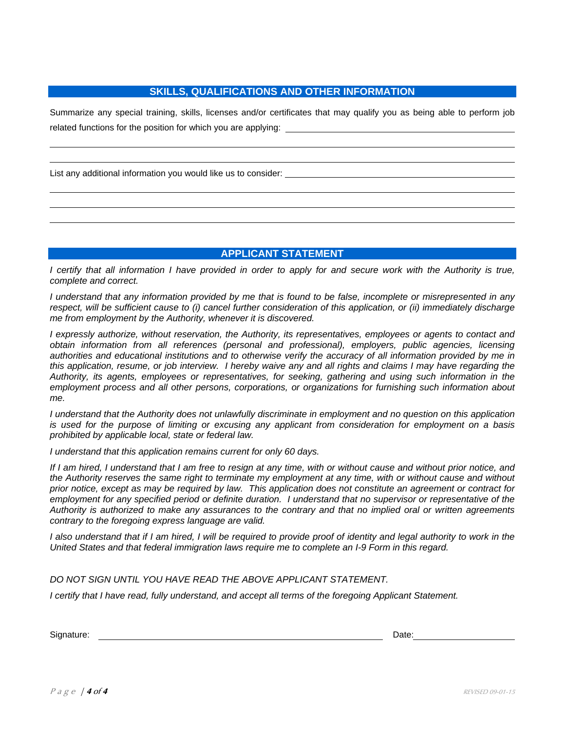## SKILLS, QUALIFICATIONS AND OTHER INFORMATION

Summarize any special training, skills, licenses and/or certificates that may qualify you as being able to perform job related functions for the position for which you are applying: ______________________________

List any additional information you would like us to consider: ______________________________

## APPLICANT STATEMENT

*I certify that all information I have provided in order to apply for and secure work with the Authority is true, complete and correct.*

*I understand that any information provided by me that is found to be false, incomplete or misrepresented in any respect, will be sufficient cause to (i) cancel further consideration of this application, or (ii) immediately discharge me from employment by the Authority, whenever it is discovered.*

*I expressly authorize, without reservation, the Authority, its representatives, employees or agents to contact and obtain information from all references (personal and professional), employers, public agencies, licensing authorities and educational institutions and to otherwise verify the accuracy of all information provided by me in this application, resume, or job interview. I hereby waive any and all rights and claims I may have regarding the Authority, its agents, employees or representatives, for seeking, gathering and using such information in the employment process and all other persons, corporations, or organizations for furnishing such information about me.*

*I understand that the Authority does not unlawfully discriminate in employment and no question on this application is used for the purpose of limiting or excusing any applicant from consideration for employment on a basis prohibited by applicable local, state or federal law.*

*I understand that this application remains current for only 60 days.*

*If I am hired, I understand that I am free to resign at any time, with or without cause and without prior notice, and the Authority reserves the same right to terminate my employment at any time, with or without cause and without prior notice, except as may be required by law. This application does not constitute an agreement or contract for employment for any specified period or definite duration. I understand that no supervisor or representative of the Authority is authorized to make any assurances to the contrary and that no implied oral or written agreements contrary to the foregoing express language are valid.*

*I also understand that if I am hired, I will be required to provide proof of identity and legal authority to work in the United States and that federal immigration laws require me to complete an I-9 Form in this regard.*

*DO NOT SIGN UNTIL YOU HAVE READ THE ABOVE APPLICANT STATEMENT.*

*I certify that I have read, fully understand, and accept all terms of the foregoing Applicant Statement.*

Signature: ______________________________ Date: ______________

REVISED 09-01-15